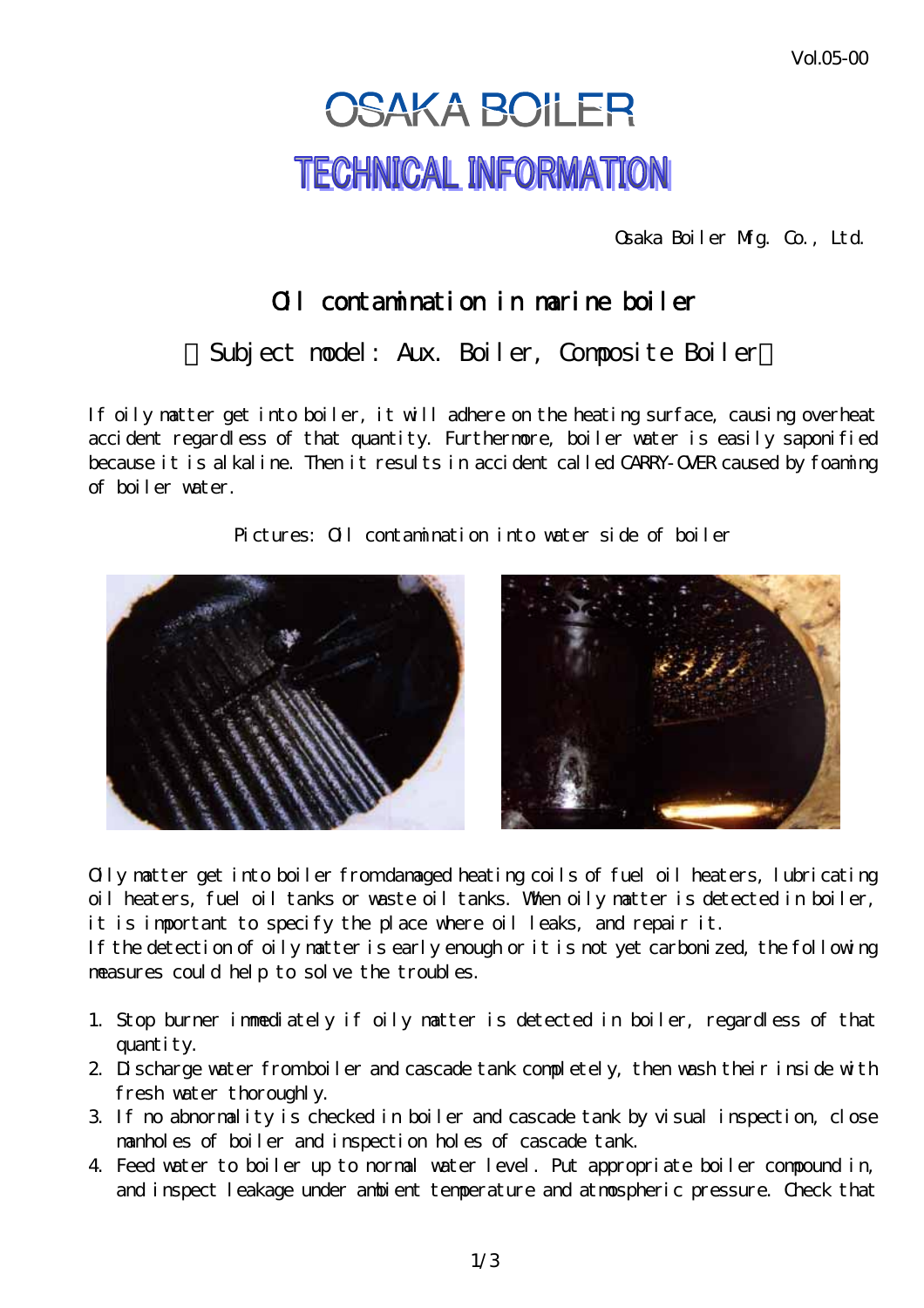# OSAKA BOILER

## TECHNICAL INFORMATION

Osaka Boiler Mfg. Co., Ltd.

## Oil contamination in marine boiler

### （Subject model: Aux. Boiler, Composite Boiler）

If oily matter get into boiler, it will adhere on the heating surface, causing overheat accident regardless of that quantity. Furthermore, boiler water is easily saponified because it is alkaline. Then it results in accident called CARRY-OVER caused by foaming of boiler water.

Pictures: Oil contamination into water side of boiler

Oily matter get into boiler from damaged heating coils of fuel oil heaters, lubricating oil heaters, fuel oil tanks or waste oil tanks. When oily matter is detected in boiler, it is important to specify the place where oil leaks, and repair it.
If the detection of oily matter is early enough or it is not yet carbonized, the following measures could help to solve the troubles.

1. Stop burner immediately if oily matter is detected in boiler, regardless of that quantity.
2. Discharge water from boiler and cascade tank completely, then wash their inside with fresh water thoroughly.
3. If no abnormality is checked in boiler and cascade tank by visual inspection, close manholes of boiler and inspection holes of cascade tank.
4. Feed water to boiler up to normal water level. Put appropriate boiler compound in, and inspect leakage under ambient temperature and atmospheric pressure. Check that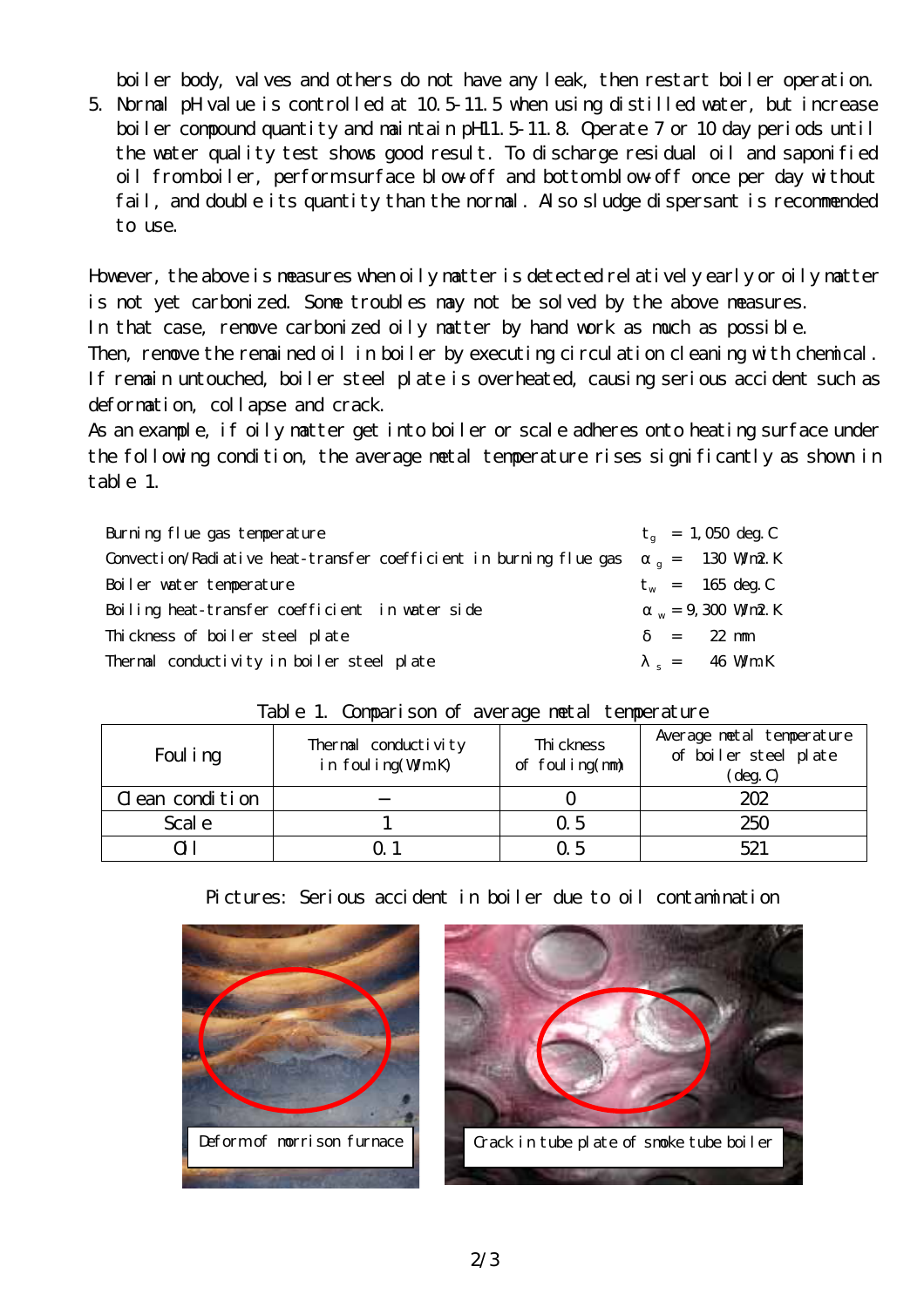boiler body, valves and others do not have any leak, then restart boiler operation.

5. Normal pH value is controlled at 10.5-11.5 when using distilled water, but increase boiler compound quantity and maintain pH11.5-11.8. Operate 7 or 10 day periods until the water quality test shows good result. To discharge residual oil and saponified oil from boiler, perform surface blow-off and bottom blow-off once per day without fail, and double its quantity than the normal. Also sludge dispersant is recommended to use.

However, the above is measures when oily matter is detected relatively early or oily matter is not yet carbonized. Some troubles may not be solved by the above measures.
In that case, remove carbonized oily matter by hand work as much as possible.
Then, remove the remained oil in boiler by executing circulation cleaning with chemical.
If remain untouched, boiler steel plate is overheated, causing serious accident such as deformation, collapse and crack.
As an example, if oily matter get into boiler or scale adheres onto heating surface under the following condition, the average metal temperature rises significantly as shown in table 1.

| | |
|---|---|
| Burning flue gas temperature | $t_g$ = 1,050 deg.C |
| Convection/Radiative heat-transfer coefficient in burning flue gas | $\alpha_g$ = 130 W/m2.K |
| Boiler water temperature | $t_w$ = 165 deg.C |
| Boiling heat-transfer coefficient in water side | $\alpha_w$ = 9,300 W/m2.K |
| Thickness of boiler steel plate | $\delta$ = 22 mm |
| Thermal conductivity in boiler steel plate | $\lambda_s$ = 46 W/m.K |

Table 1. Comparison of average metal temperature

| Fouling | Thermal conductivity in fouling(W/m.K) | Thickness of fouling(mm) | Average metal temperature of boiler steel plate (deg.C) |
|---|---|---|---|
| Clean condition | − | 0 | 202 |
| Scale | 1 | 0.5 | 250 |
| Oil | 0.1 | 0.5 | 521 |

Pictures: Serious accident in boiler due to oil contamination

Deform of morrison furnace

Crack in tube plate of smoke tube boiler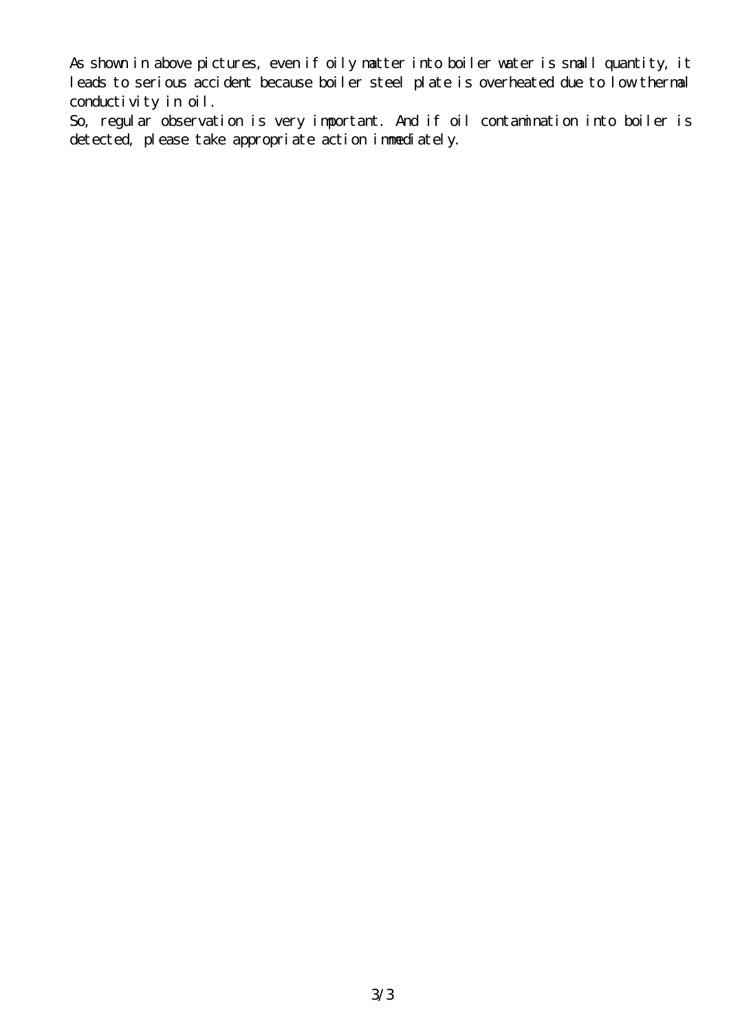As shown in above pictures, even if oily matter into boiler water is small quantity, it leads to serious accident because boiler steel plate is overheated due to low thermal conductivity in oil.

So, regular observation is very important. And if oil contamination into boiler is detected, please take appropriate action immediately.